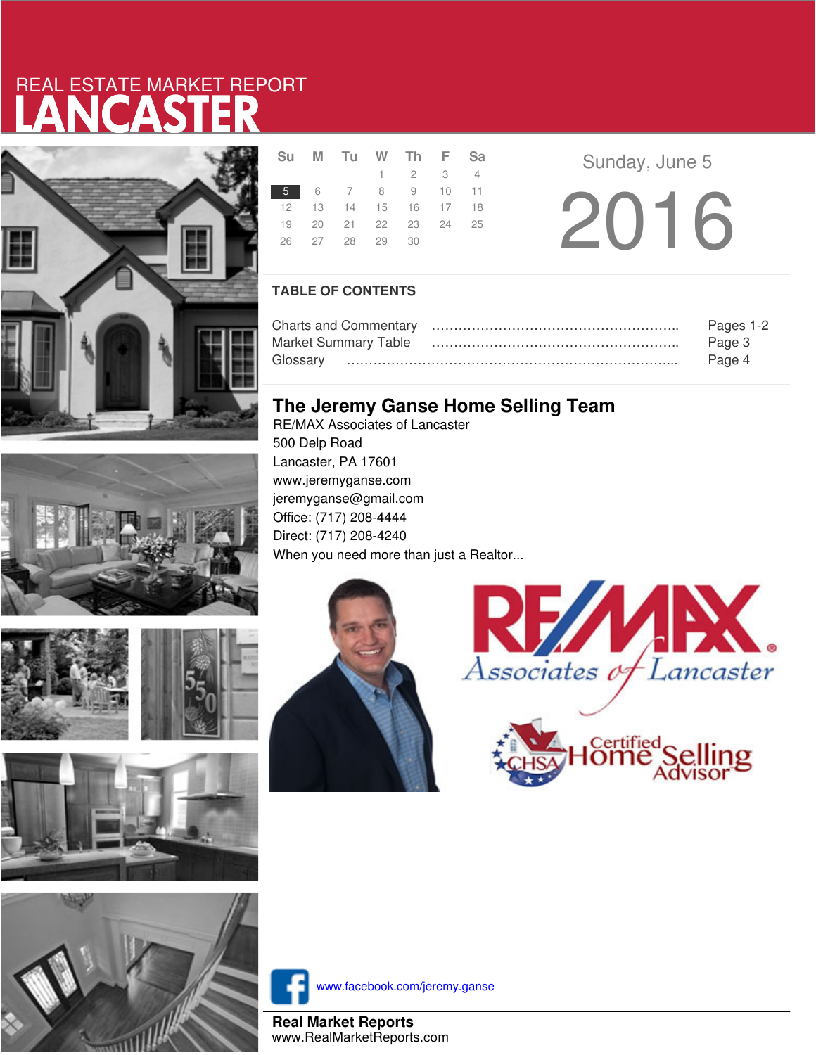# REAL ESTATE MARKET REPORT
# LANCASTER

| Su | M | Tu | W | Th | F | Sa |
|---|---|---|---|---|---|---|
| | | | 1 | 2 | 3 | 4 |
| 5 | 6 | 7 | 8 | 9 | 10 | 11 |
| 12 | 13 | 14 | 15 | 16 | 17 | 18 |
| 19 | 20 | 21 | 22 | 23 | 24 | 25 |
| 26 | 27 | 28 | 29 | 30 | | |

Sunday, June 5

2016

## TABLE OF CONTENTS

| | |
|---|---|
| Charts and Commentary | Pages 1-2 |
| Market Summary Table | Page 3 |
| Glossary | Page 4 |

## The Jeremy Ganse Home Selling Team

RE/MAX Associates of Lancaster
500 Delp Road
Lancaster, PA 17601
www.jeremyganse.com
jeremyganse@gmail.com
Office: (717) 208-4444
Direct: (717) 208-4240
When you need more than just a Realtor...

RE/MAX Associates of Lancaster

CHSA Certified Home Selling Advisor

www.facebook.com/jeremy.ganse

**Real Market Reports**
www.RealMarketReports.com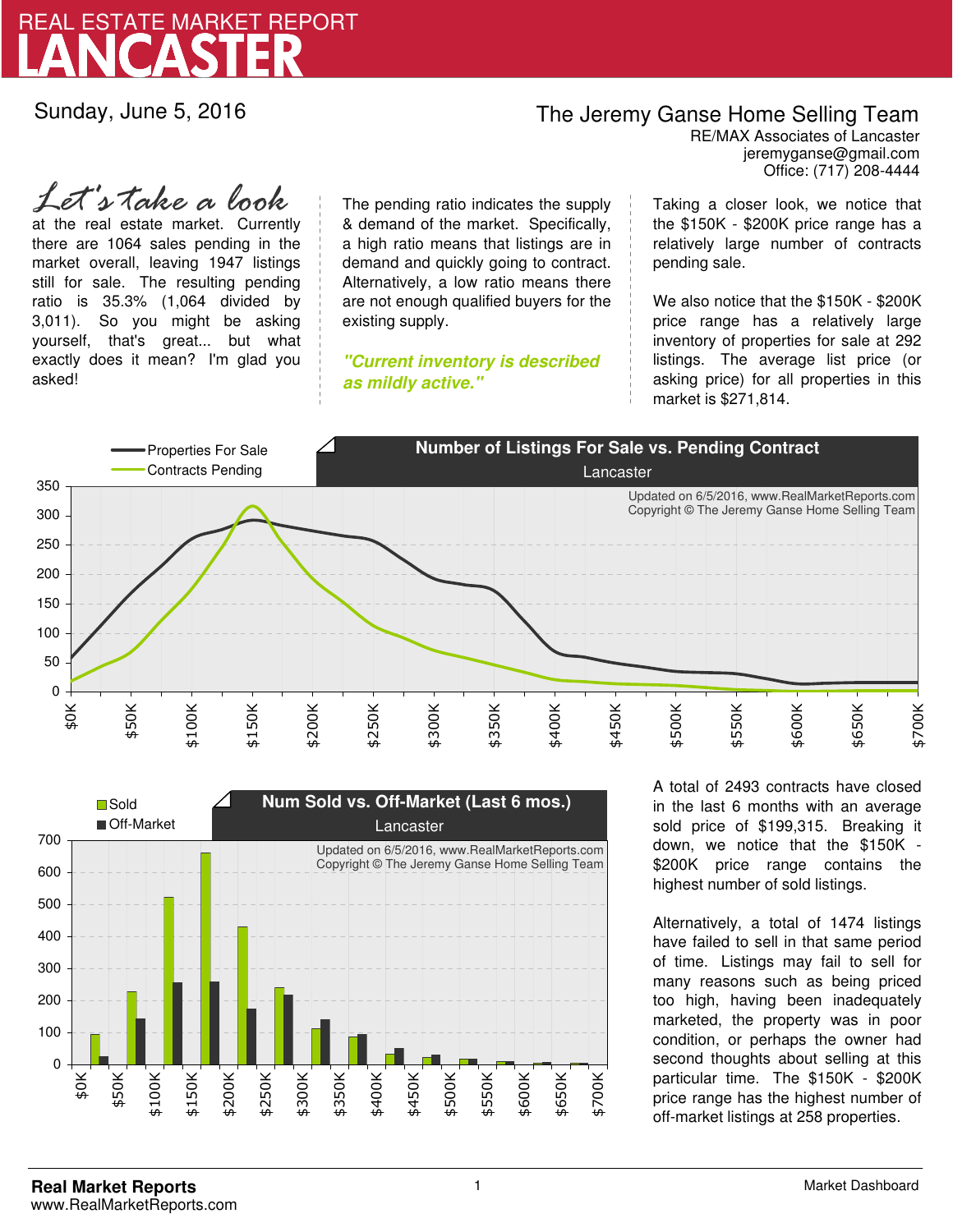# REAL ESTATE MARKET REPORT
# LANCASTER

Sunday, June 5, 2016

**The Jeremy Ganse Home Selling Team**
RE/MAX Associates of Lancaster
jeremyganse@gmail.com
Office: (717) 208-4444

*Let's take a look* at the real estate market. Currently there are 1064 sales pending in the market overall, leaving 1947 listings still for sale. The resulting pending ratio is 35.3% (1,064 divided by 3,011). So you might be asking yourself, that's great... but what exactly does it mean? I'm glad you asked!

The pending ratio indicates the supply & demand of the market. Specifically, a high ratio means that listings are in demand and quickly going to contract. Alternatively, a low ratio means there are not enough qualified buyers for the existing supply.

***"Current inventory is described as mildly active."***

Taking a closer look, we notice that the $150K - $200K price range has a relatively large number of contracts pending sale.

We also notice that the $150K - $200K price range has a relatively large inventory of properties for sale at 292 listings. The average list price (or asking price) for all properties in this market is $271,814.

**Number of Listings For Sale vs. Pending Contract**
Lancaster

Updated on 6/5/2016, www.RealMarketReports.com
Copyright © The Jeremy Ganse Home Selling Team

**Num Sold vs. Off-Market (Last 6 mos.)**
Lancaster

Updated on 6/5/2016, www.RealMarketReports.com
Copyright © The Jeremy Ganse Home Selling Team

A total of 2493 contracts have closed in the last 6 months with an average sold price of $199,315. Breaking it down, we notice that the $150K - $200K price range contains the highest number of sold listings.

Alternatively, a total of 1474 listings have failed to sell in that same period of time. Listings may fail to sell for many reasons such as being priced too high, having been inadequately marketed, the property was in poor condition, or perhaps the owner had second thoughts about selling at this particular time. The $150K - $200K price range has the highest number of off-market listings at 258 properties.

**Real Market Reports**
www.RealMarketReports.com

Market Dashboard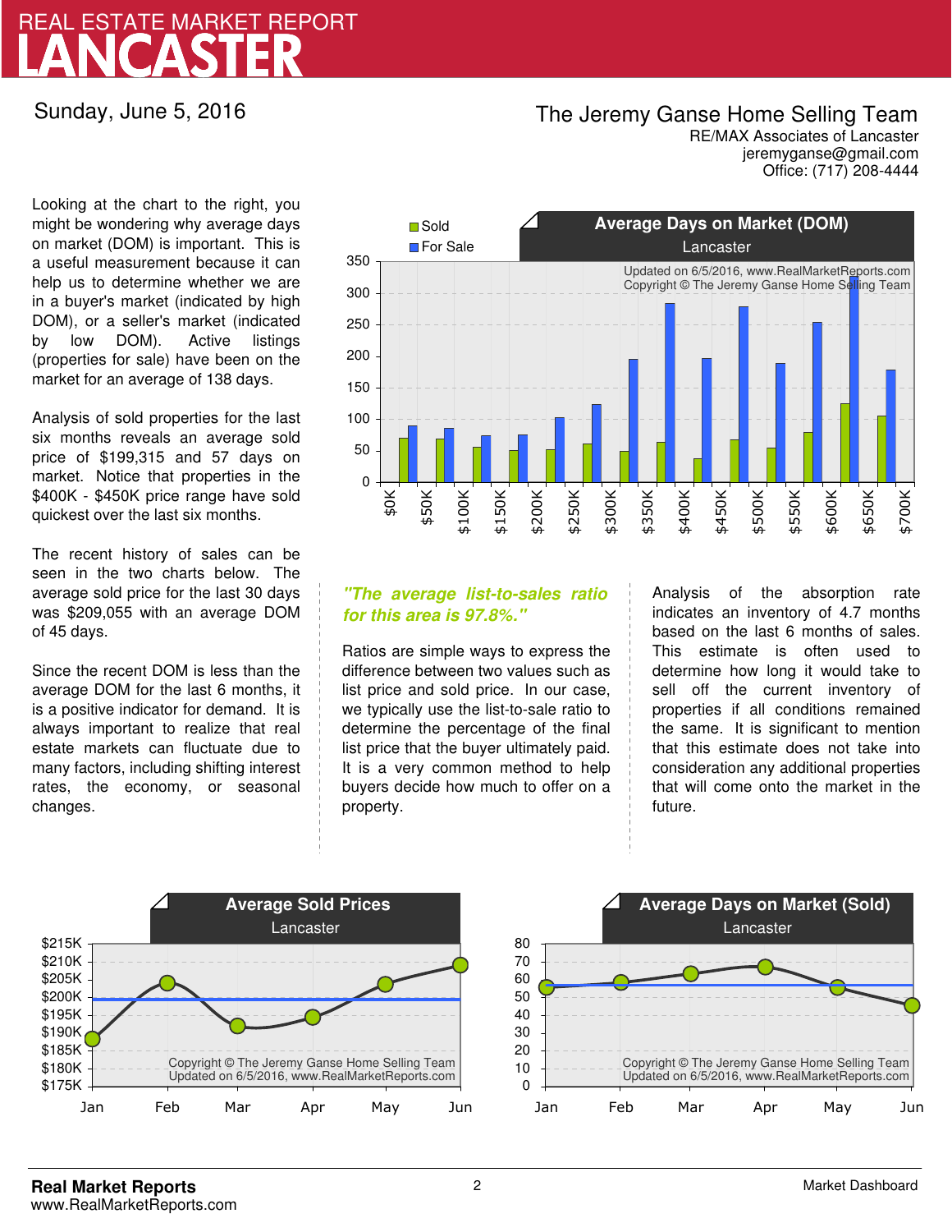# REAL ESTATE MARKET REPORT
# LANCASTER

Sunday, June 5, 2016

**The Jeremy Ganse Home Selling Team**
RE/MAX Associates of Lancaster
jeremyganse@gmail.com
Office: (717) 208-4444

Looking at the chart to the right, you might be wondering why average days on market (DOM) is important. This is a useful measurement because it can help us to determine whether we are in a buyer's market (indicated by high DOM), or a seller's market (indicated by low DOM). Active listings (properties for sale) have been on the market for an average of 138 days.

Analysis of sold properties for the last six months reveals an average sold price of $199,315 and 57 days on market. Notice that properties in the $400K - $450K price range have sold quickest over the last six months.

The recent history of sales can be seen in the two charts below. The average sold price for the last 30 days was $209,055 with an average DOM of 45 days.

Since the recent DOM is less than the average DOM for the last 6 months, it is a positive indicator for demand. It is always important to realize that real estate markets can fluctuate due to many factors, including shifting interest rates, the economy, or seasonal changes.

**Average Days on Market (DOM)**
Lancaster

Updated on 6/5/2016, www.RealMarketReports.com
Copyright © The Jeremy Ganse Home Selling Team

*"The average list-to-sales ratio for this area is 97.8%."*

Ratios are simple ways to express the difference between two values such as list price and sold price. In our case, we typically use the list-to-sale ratio to determine the percentage of the final list price that the buyer ultimately paid. It is a very common method to help buyers decide how much to offer on a property.

Analysis of the absorption rate indicates an inventory of 4.7 months based on the last 6 months of sales. This estimate is often used to determine how long it would take to sell off the current inventory of properties if all conditions remained the same. It is significant to mention that this estimate does not take into consideration any additional properties that will come onto the market in the future.

**Average Sold Prices**
Lancaster

Copyright © The Jeremy Ganse Home Selling Team
Updated on 6/5/2016, www.RealMarketReports.com

**Average Days on Market (Sold)**
Lancaster

Copyright © The Jeremy Ganse Home Selling Team
Updated on 6/5/2016, www.RealMarketReports.com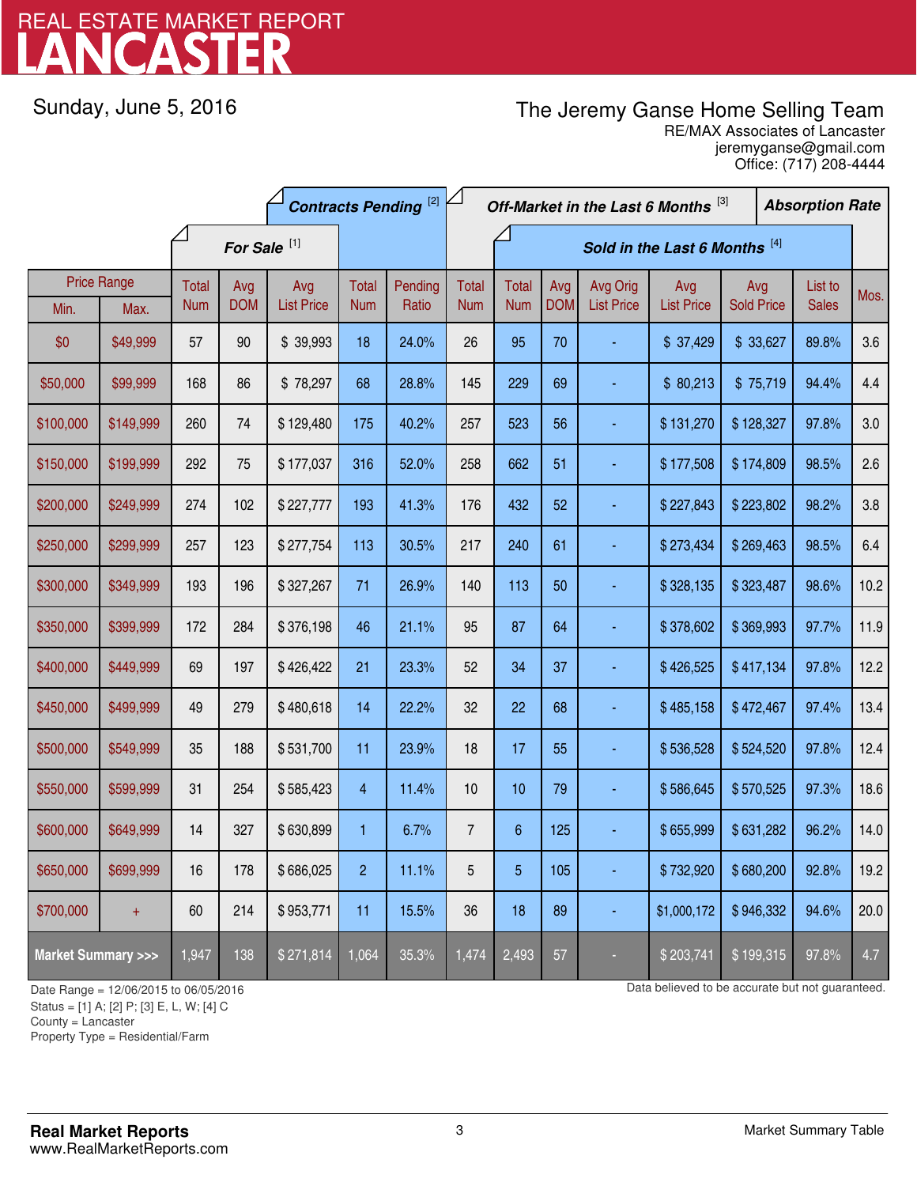# REAL ESTATE MARKET REPORT
# LANCASTER

Sunday, June 5, 2016

The Jeremy Ganse Home Selling Team
RE/MAX Associates of Lancaster
jeremyganse@gmail.com
Office: (717) 208-4444

| Price Range | | For Sale [1] | | | Contracts Pending [2] | | Off-Market in the Last 6 Months [3] | Sold in the Last 6 Months [4] | | | | | | Absorption Rate |
|---|---|---|---|---|---|---|---|---|---|---|---|---|---|---|
| Min. | Max. | Total Num | Avg DOM | Avg List Price | Total Num | Pending Ratio | Total Num | Total Num | Avg DOM | Avg Orig List Price | Avg List Price | Avg Sold Price | List to Sales | Mos. |
| $0 | $49,999 | 57 | 90 | $ 39,993 | 18 | 24.0% | 26 | 95 | 70 | - | $ 37,429 | $ 33,627 | 89.8% | 3.6 |
| $50,000 | $99,999 | 168 | 86 | $ 78,297 | 68 | 28.8% | 145 | 229 | 69 | - | $ 80,213 | $ 75,719 | 94.4% | 4.4 |
| $100,000 | $149,999 | 260 | 74 | $ 129,480 | 175 | 40.2% | 257 | 523 | 56 | - | $ 131,270 | $ 128,327 | 97.8% | 3.0 |
| $150,000 | $199,999 | 292 | 75 | $ 177,037 | 316 | 52.0% | 258 | 662 | 51 | - | $ 177,508 | $ 174,809 | 98.5% | 2.6 |
| $200,000 | $249,999 | 274 | 102 | $ 227,777 | 193 | 41.3% | 176 | 432 | 52 | - | $ 227,843 | $ 223,802 | 98.2% | 3.8 |
| $250,000 | $299,999 | 257 | 123 | $ 277,754 | 113 | 30.5% | 217 | 240 | 61 | - | $ 273,434 | $ 269,463 | 98.5% | 6.4 |
| $300,000 | $349,999 | 193 | 196 | $ 327,267 | 71 | 26.9% | 140 | 113 | 50 | - | $ 328,135 | $ 323,487 | 98.6% | 10.2 |
| $350,000 | $399,999 | 172 | 284 | $ 376,198 | 46 | 21.1% | 95 | 87 | 64 | - | $ 378,602 | $ 369,993 | 97.7% | 11.9 |
| $400,000 | $449,999 | 69 | 197 | $ 426,422 | 21 | 23.3% | 52 | 34 | 37 | - | $ 426,525 | $ 417,134 | 97.8% | 12.2 |
| $450,000 | $499,999 | 49 | 279 | $ 480,618 | 14 | 22.2% | 32 | 22 | 68 | - | $ 485,158 | $ 472,467 | 97.4% | 13.4 |
| $500,000 | $549,999 | 35 | 188 | $ 531,700 | 11 | 23.9% | 18 | 17 | 55 | - | $ 536,528 | $ 524,520 | 97.8% | 12.4 |
| $550,000 | $599,999 | 31 | 254 | $ 585,423 | 4 | 11.4% | 10 | 10 | 79 | - | $ 586,645 | $ 570,525 | 97.3% | 18.6 |
| $600,000 | $649,999 | 14 | 327 | $ 630,899 | 1 | 6.7% | 7 | 6 | 125 | - | $ 655,999 | $ 631,282 | 96.2% | 14.0 |
| $650,000 | $699,999 | 16 | 178 | $ 686,025 | 2 | 11.1% | 5 | 5 | 105 | - | $ 732,920 | $ 680,200 | 92.8% | 19.2 |
| $700,000 | + | 60 | 214 | $ 953,771 | 11 | 15.5% | 36 | 18 | 89 | - | $1,000,172 | $ 946,332 | 94.6% | 20.0 |
| **Market Summary >>>** | | 1,947 | 138 | $ 271,814 | 1,064 | 35.3% | 1,474 | 2,493 | 57 | - | $ 203,741 | $ 199,315 | 97.8% | 4.7 |

Date Range = 12/06/2015 to 06/05/2016
Status = [1] A; [2] P; [3] E, L, W; [4] C
County = Lancaster
Property Type = Residential/Farm

Data believed to be accurate but not guaranteed.

**Real Market Reports**
www.RealMarketReports.com

Market Summary Table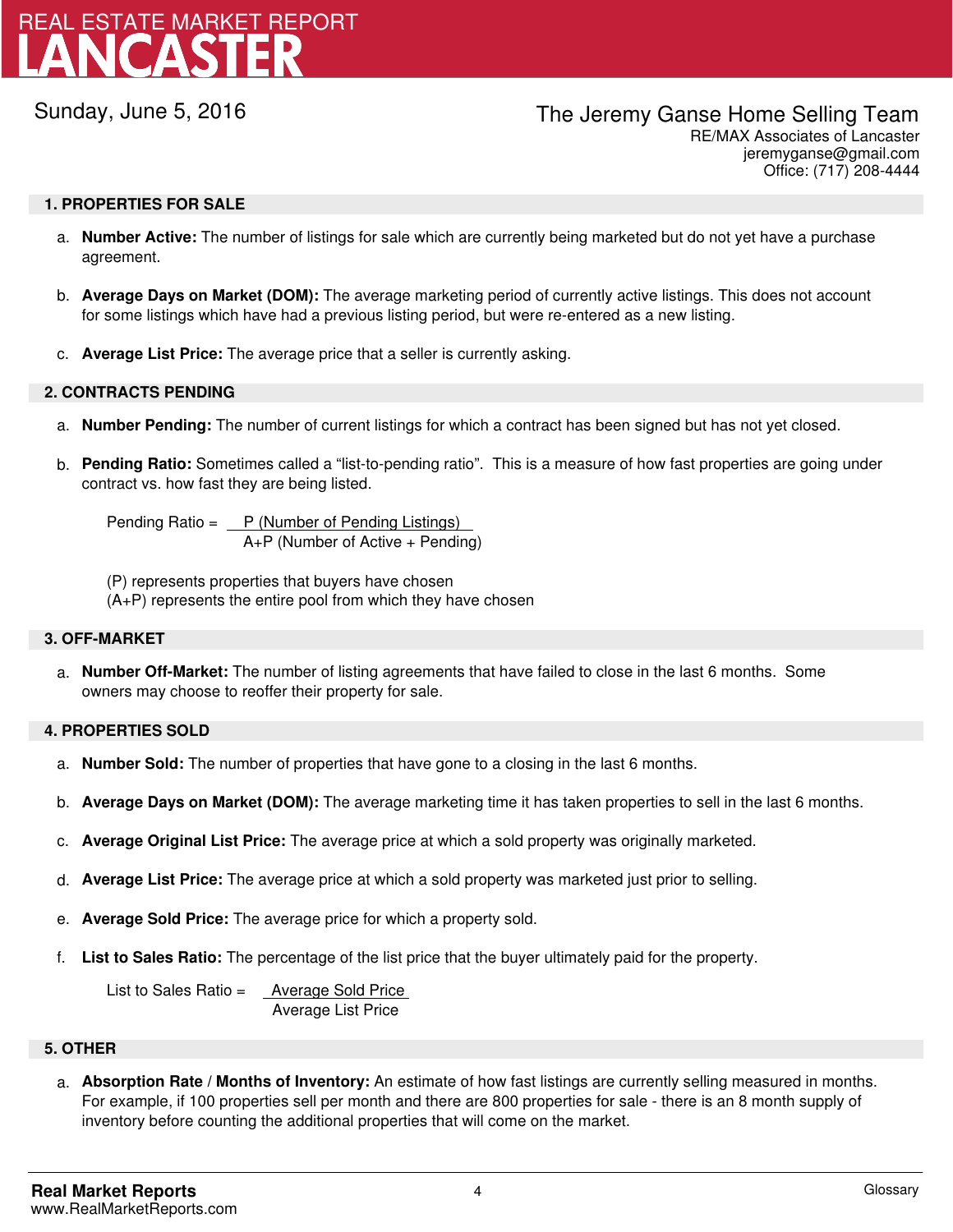## 1. PROPERTIES FOR SALE

a. **Number Active:** The number of listings for sale which are currently being marketed but do not yet have a purchase agreement.

b. **Average Days on Market (DOM):** The average marketing period of currently active listings. This does not account for some listings which have had a previous listing period, but were re-entered as a new listing.

c. **Average List Price:** The average price that a seller is currently asking.

## 2. CONTRACTS PENDING

a. **Number Pending:** The number of current listings for which a contract has been signed but has not yet closed.

b. **Pending Ratio:** Sometimes called a “list-to-pending ratio”. This is a measure of how fast properties are going under contract vs. how fast they are being listed.

$$\text{Pending Ratio} = \frac{\text{P (Number of Pending Listings)}}{\text{A+P (Number of Active + Pending)}}$$

(P) represents properties that buyers have chosen
(A+P) represents the entire pool from which they have chosen

## 3. OFF-MARKET

a. **Number Off-Market:** The number of listing agreements that have failed to close in the last 6 months. Some owners may choose to reoffer their property for sale.

## 4. PROPERTIES SOLD

a. **Number Sold:** The number of properties that have gone to a closing in the last 6 months.

b. **Average Days on Market (DOM):** The average marketing time it has taken properties to sell in the last 6 months.

c. **Average Original List Price:** The average price at which a sold property was originally marketed.

d. **Average List Price:** The average price at which a sold property was marketed just prior to selling.

e. **Average Sold Price:** The average price for which a property sold.

f. **List to Sales Ratio:** The percentage of the list price that the buyer ultimately paid for the property.

$$\text{List to Sales Ratio} = \frac{\text{Average Sold Price}}{\text{Average List Price}}$$

## 5. OTHER

a. **Absorption Rate / Months of Inventory:** An estimate of how fast listings are currently selling measured in months. For example, if 100 properties sell per month and there are 800 properties for sale - there is an 8 month supply of inventory before counting the additional properties that will come on the market.